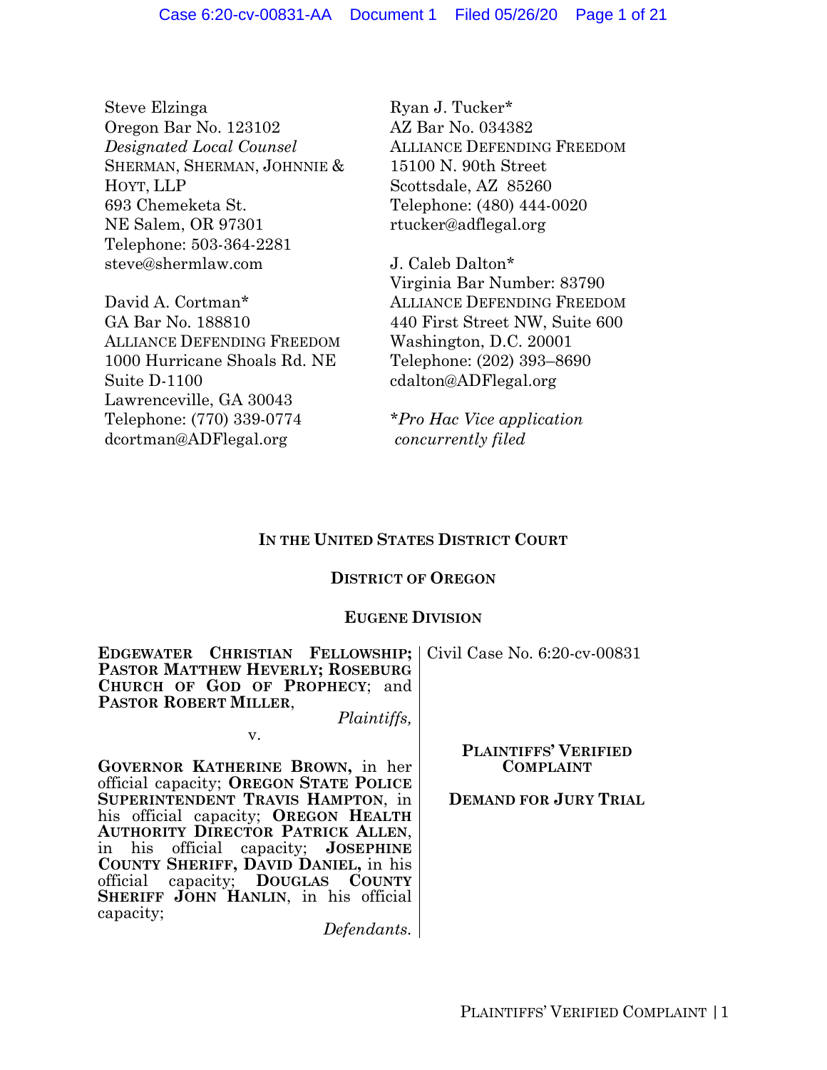Steve Elzinga
Oregon Bar No. 123102
*Designated Local Counsel*
SHERMAN, SHERMAN, JOHNNIE & HOYT, LLP
693 Chemeketa St.
NE Salem, OR 97301
Telephone: 503-364-2281
steve@shermlaw.com

David A. Cortman*
GA Bar No. 188810
ALLIANCE DEFENDING FREEDOM
1000 Hurricane Shoals Rd. NE
Suite D-1100
Lawrenceville, GA 30043
Telephone: (770) 339-0774
dcortman@ADFlegal.org

Ryan J. Tucker*
AZ Bar No. 034382
ALLIANCE DEFENDING FREEDOM
15100 N. 90th Street
Scottsdale, AZ 85260
Telephone: (480) 444-0020
rtucker@adflegal.org

J. Caleb Dalton*
Virginia Bar Number: 83790
ALLIANCE DEFENDING FREEDOM
440 First Street NW, Suite 600
Washington, D.C. 20001
Telephone: (202) 393–8690
cdalton@ADFlegal.org

**Pro Hac Vice application concurrently filed*

**IN THE UNITED STATES DISTRICT COURT**

**DISTRICT OF OREGON**

**EUGENE DIVISION**

**EDGEWATER CHRISTIAN FELLOWSHIP; PASTOR MATTHEW HEVERLY; ROSEBURG CHURCH OF GOD OF PROPHECY**; and **PASTOR ROBERT MILLER**,

*Plaintiffs,*

v.

**GOVERNOR KATHERINE BROWN,** in her official capacity; **OREGON STATE POLICE SUPERINTENDENT TRAVIS HAMPTON**, in his official capacity; **OREGON HEALTH AUTHORITY DIRECTOR PATRICK ALLEN**, in his official capacity; **JOSEPHINE COUNTY SHERIFF, DAVID DANIEL,** in his official capacity; **DOUGLAS COUNTY SHERIFF JOHN HANLIN**, in his official capacity;

*Defendants.*

Civil Case No. 6:20-cv-00831

**PLAINTIFFS' VERIFIED COMPLAINT**

**DEMAND FOR JURY TRIAL**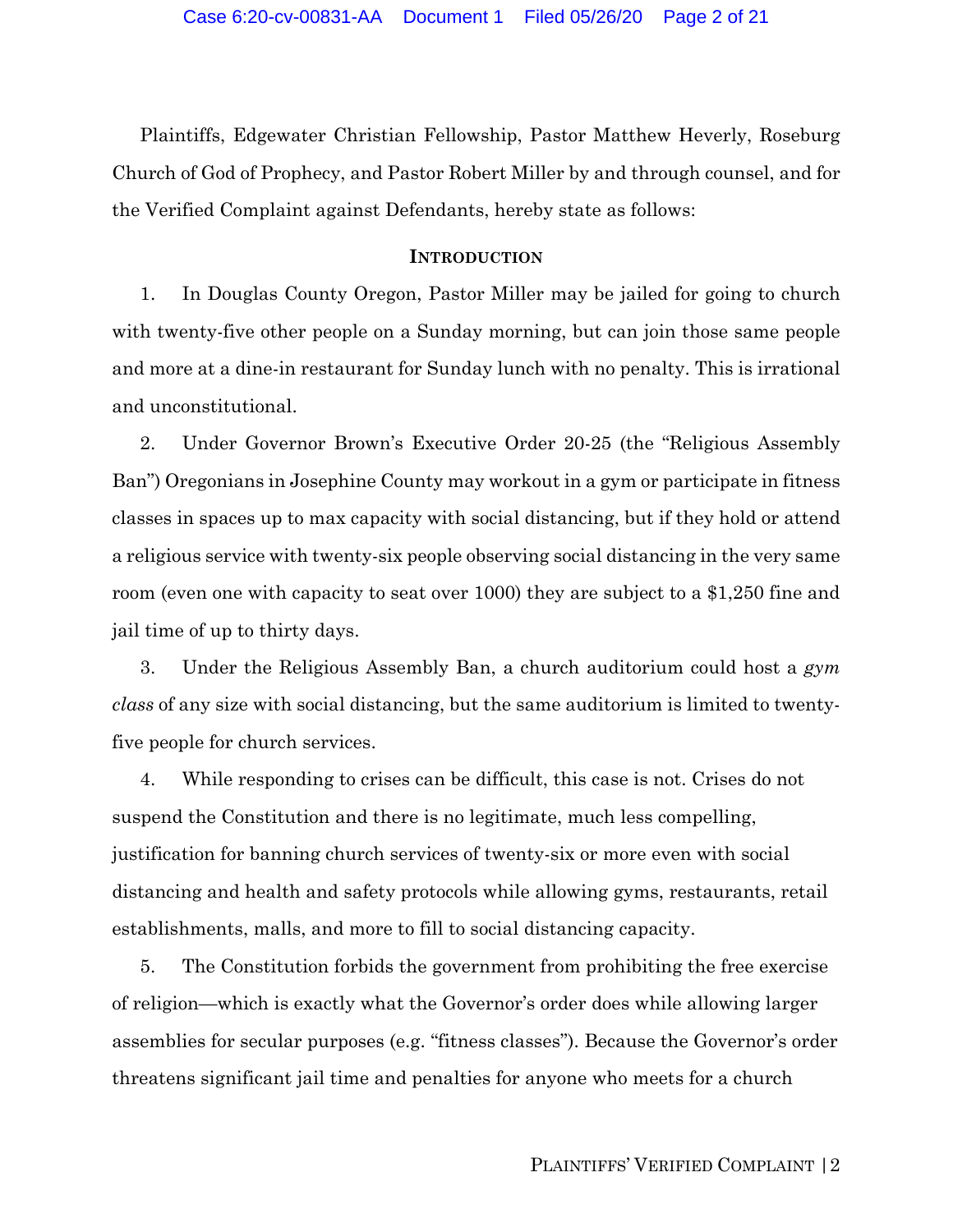Plaintiffs, Edgewater Christian Fellowship, Pastor Matthew Heverly, Roseburg Church of God of Prophecy, and Pastor Robert Miller by and through counsel, and for the Verified Complaint against Defendants, hereby state as follows:

## INTRODUCTION

1. In Douglas County Oregon, Pastor Miller may be jailed for going to church with twenty-five other people on a Sunday morning, but can join those same people and more at a dine-in restaurant for Sunday lunch with no penalty. This is irrational and unconstitutional.

2. Under Governor Brown's Executive Order 20-25 (the "Religious Assembly Ban") Oregonians in Josephine County may workout in a gym or participate in fitness classes in spaces up to max capacity with social distancing, but if they hold or attend a religious service with twenty-six people observing social distancing in the very same room (even one with capacity to seat over 1000) they are subject to a $1,250 fine and jail time of up to thirty days.

3. Under the Religious Assembly Ban, a church auditorium could host a *gym class* of any size with social distancing, but the same auditorium is limited to twenty-five people for church services.

4. While responding to crises can be difficult, this case is not. Crises do not suspend the Constitution and there is no legitimate, much less compelling, justification for banning church services of twenty-six or more even with social distancing and health and safety protocols while allowing gyms, restaurants, retail establishments, malls, and more to fill to social distancing capacity.

5. The Constitution forbids the government from prohibiting the free exercise of religion—which is exactly what the Governor's order does while allowing larger assemblies for secular purposes (e.g. "fitness classes"). Because the Governor's order threatens significant jail time and penalties for anyone who meets for a church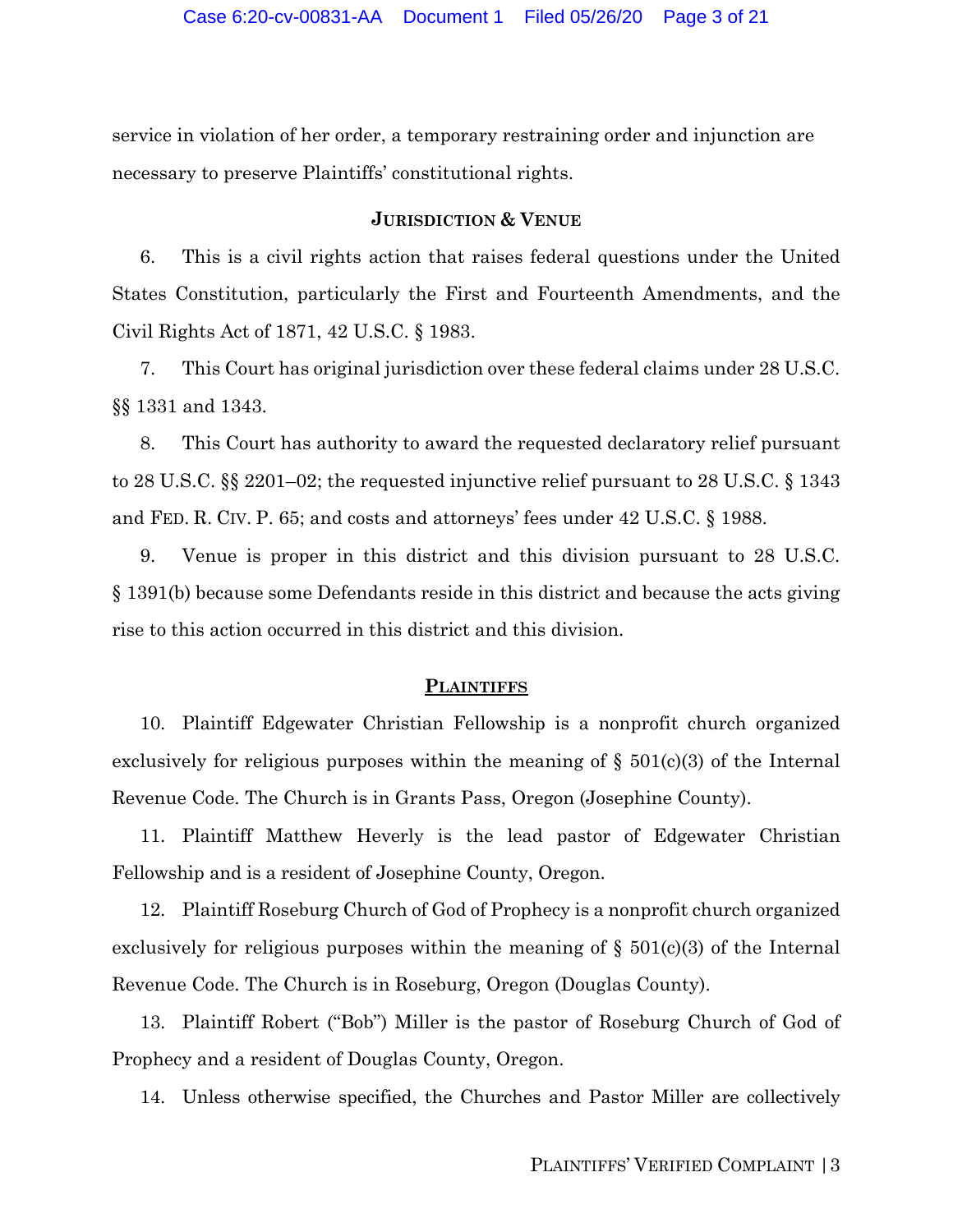service in violation of her order, a temporary restraining order and injunction are necessary to preserve Plaintiffs' constitutional rights.

## JURISDICTION & VENUE

6. This is a civil rights action that raises federal questions under the United States Constitution, particularly the First and Fourteenth Amendments, and the Civil Rights Act of 1871, 42 U.S.C. § 1983.

7. This Court has original jurisdiction over these federal claims under 28 U.S.C. §§ 1331 and 1343.

8. This Court has authority to award the requested declaratory relief pursuant to 28 U.S.C. §§ 2201–02; the requested injunctive relief pursuant to 28 U.S.C. § 1343 and FED. R. CIV. P. 65; and costs and attorneys' fees under 42 U.S.C. § 1988.

9. Venue is proper in this district and this division pursuant to 28 U.S.C. § 1391(b) because some Defendants reside in this district and because the acts giving rise to this action occurred in this district and this division.

## PLAINTIFFS

10. Plaintiff Edgewater Christian Fellowship is a nonprofit church organized exclusively for religious purposes within the meaning of § 501(c)(3) of the Internal Revenue Code. The Church is in Grants Pass, Oregon (Josephine County).

11. Plaintiff Matthew Heverly is the lead pastor of Edgewater Christian Fellowship and is a resident of Josephine County, Oregon.

12. Plaintiff Roseburg Church of God of Prophecy is a nonprofit church organized exclusively for religious purposes within the meaning of § 501(c)(3) of the Internal Revenue Code. The Church is in Roseburg, Oregon (Douglas County).

13. Plaintiff Robert ("Bob") Miller is the pastor of Roseburg Church of God of Prophecy and a resident of Douglas County, Oregon.

14. Unless otherwise specified, the Churches and Pastor Miller are collectively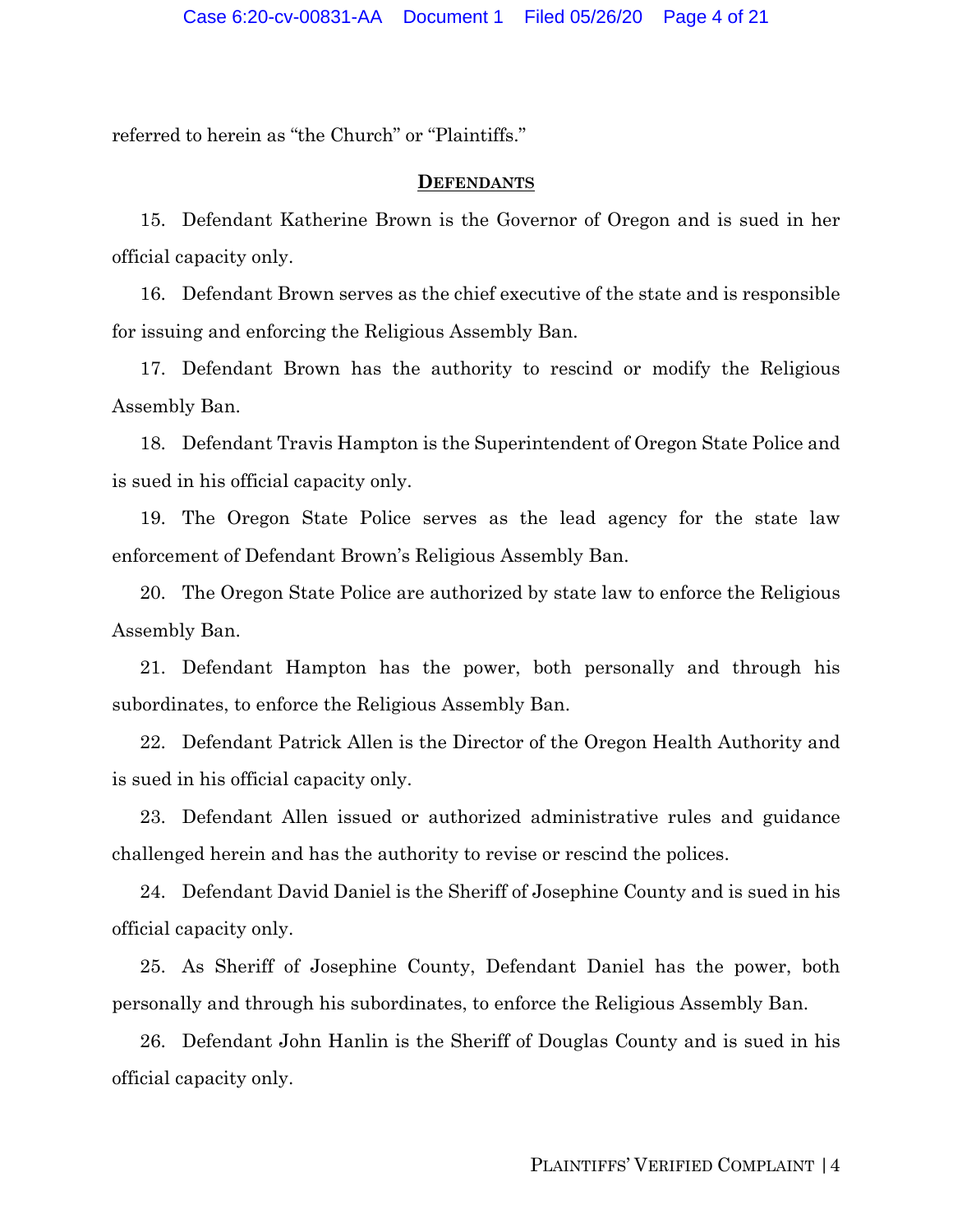referred to herein as "the Church" or "Plaintiffs."

## **DEFENDANTS**

15. Defendant Katherine Brown is the Governor of Oregon and is sued in her official capacity only.

16. Defendant Brown serves as the chief executive of the state and is responsible for issuing and enforcing the Religious Assembly Ban.

17. Defendant Brown has the authority to rescind or modify the Religious Assembly Ban.

18. Defendant Travis Hampton is the Superintendent of Oregon State Police and is sued in his official capacity only.

19. The Oregon State Police serves as the lead agency for the state law enforcement of Defendant Brown's Religious Assembly Ban.

20. The Oregon State Police are authorized by state law to enforce the Religious Assembly Ban.

21. Defendant Hampton has the power, both personally and through his subordinates, to enforce the Religious Assembly Ban.

22. Defendant Patrick Allen is the Director of the Oregon Health Authority and is sued in his official capacity only.

23. Defendant Allen issued or authorized administrative rules and guidance challenged herein and has the authority to revise or rescind the polices.

24. Defendant David Daniel is the Sheriff of Josephine County and is sued in his official capacity only.

25. As Sheriff of Josephine County, Defendant Daniel has the power, both personally and through his subordinates, to enforce the Religious Assembly Ban.

26. Defendant John Hanlin is the Sheriff of Douglas County and is sued in his official capacity only.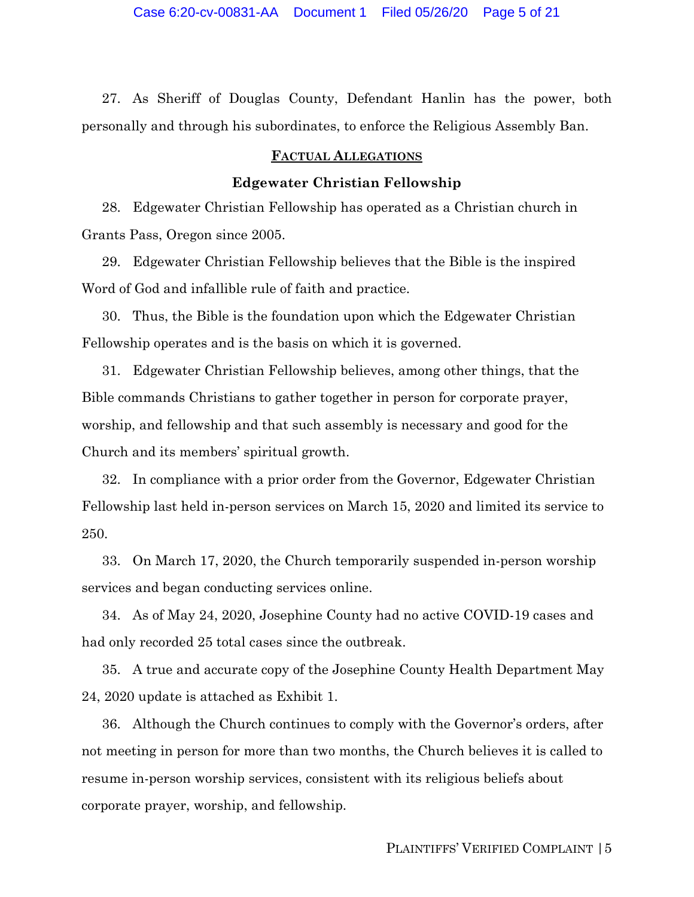27. As Sheriff of Douglas County, Defendant Hanlin has the power, both personally and through his subordinates, to enforce the Religious Assembly Ban.

## FACTUAL ALLEGATIONS

### Edgewater Christian Fellowship

28. Edgewater Christian Fellowship has operated as a Christian church in Grants Pass, Oregon since 2005.

29. Edgewater Christian Fellowship believes that the Bible is the inspired Word of God and infallible rule of faith and practice.

30. Thus, the Bible is the foundation upon which the Edgewater Christian Fellowship operates and is the basis on which it is governed.

31. Edgewater Christian Fellowship believes, among other things, that the Bible commands Christians to gather together in person for corporate prayer, worship, and fellowship and that such assembly is necessary and good for the Church and its members' spiritual growth.

32. In compliance with a prior order from the Governor, Edgewater Christian Fellowship last held in-person services on March 15, 2020 and limited its service to 250.

33. On March 17, 2020, the Church temporarily suspended in-person worship services and began conducting services online.

34. As of May 24, 2020, Josephine County had no active COVID-19 cases and had only recorded 25 total cases since the outbreak.

35. A true and accurate copy of the Josephine County Health Department May 24, 2020 update is attached as Exhibit 1.

36. Although the Church continues to comply with the Governor's orders, after not meeting in person for more than two months, the Church believes it is called to resume in-person worship services, consistent with its religious beliefs about corporate prayer, worship, and fellowship.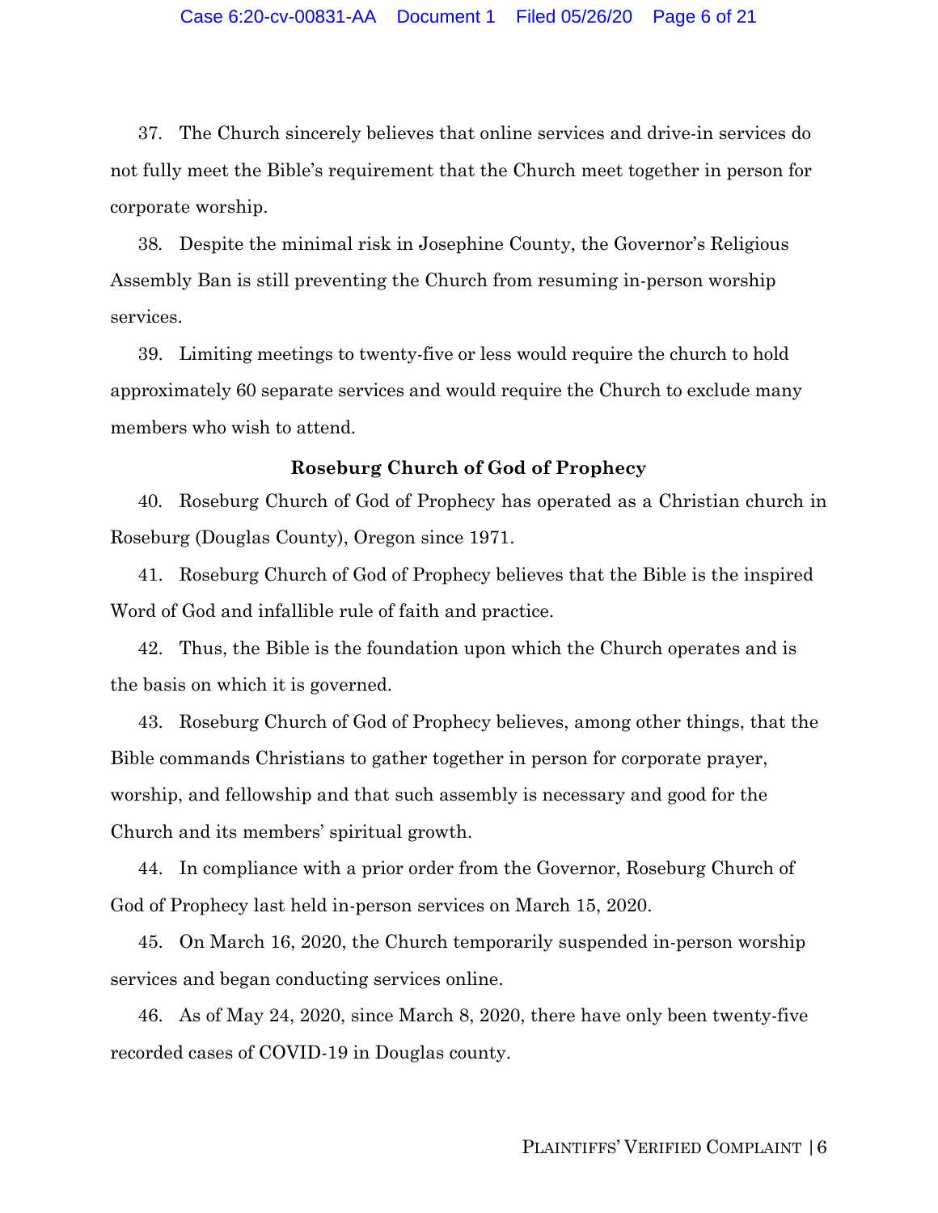37. The Church sincerely believes that online services and drive-in services do not fully meet the Bible's requirement that the Church meet together in person for corporate worship.

38. Despite the minimal risk in Josephine County, the Governor's Religious Assembly Ban is still preventing the Church from resuming in-person worship services.

39. Limiting meetings to twenty-five or less would require the church to hold approximately 60 separate services and would require the Church to exclude many members who wish to attend.

### Roseburg Church of God of Prophecy

40. Roseburg Church of God of Prophecy has operated as a Christian church in Roseburg (Douglas County), Oregon since 1971.

41. Roseburg Church of God of Prophecy believes that the Bible is the inspired Word of God and infallible rule of faith and practice.

42. Thus, the Bible is the foundation upon which the Church operates and is the basis on which it is governed.

43. Roseburg Church of God of Prophecy believes, among other things, that the Bible commands Christians to gather together in person for corporate prayer, worship, and fellowship and that such assembly is necessary and good for the Church and its members' spiritual growth.

44. In compliance with a prior order from the Governor, Roseburg Church of God of Prophecy last held in-person services on March 15, 2020.

45. On March 16, 2020, the Church temporarily suspended in-person worship services and began conducting services online.

46. As of May 24, 2020, since March 8, 2020, there have only been twenty-five recorded cases of COVID-19 in Douglas county.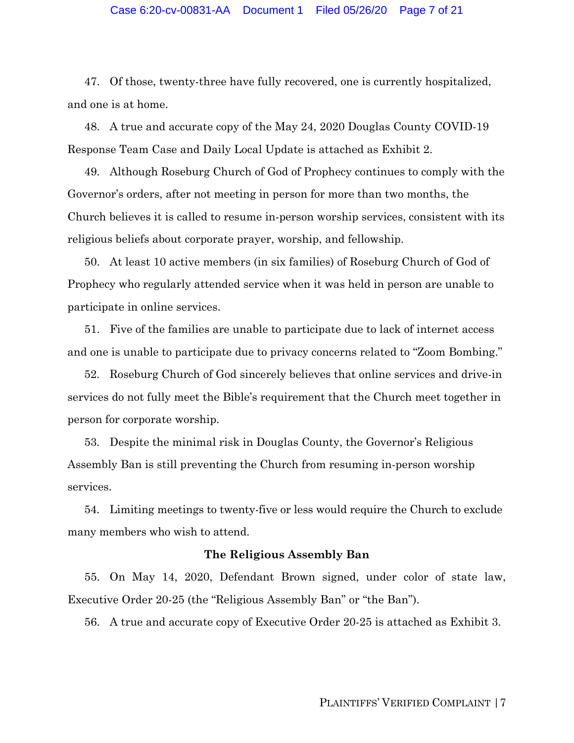47. Of those, twenty-three have fully recovered, one is currently hospitalized, and one is at home.

48. A true and accurate copy of the May 24, 2020 Douglas County COVID-19 Response Team Case and Daily Local Update is attached as Exhibit 2.

49. Although Roseburg Church of God of Prophecy continues to comply with the Governor's orders, after not meeting in person for more than two months, the Church believes it is called to resume in-person worship services, consistent with its religious beliefs about corporate prayer, worship, and fellowship.

50. At least 10 active members (in six families) of Roseburg Church of God of Prophecy who regularly attended service when it was held in person are unable to participate in online services.

51. Five of the families are unable to participate due to lack of internet access and one is unable to participate due to privacy concerns related to "Zoom Bombing."

52. Roseburg Church of God sincerely believes that online services and drive-in services do not fully meet the Bible's requirement that the Church meet together in person for corporate worship.

53. Despite the minimal risk in Douglas County, the Governor's Religious Assembly Ban is still preventing the Church from resuming in-person worship services.

54. Limiting meetings to twenty-five or less would require the Church to exclude many members who wish to attend.

**The Religious Assembly Ban**

55. On May 14, 2020, Defendant Brown signed, under color of state law, Executive Order 20-25 (the "Religious Assembly Ban" or "the Ban").

56. A true and accurate copy of Executive Order 20-25 is attached as Exhibit 3.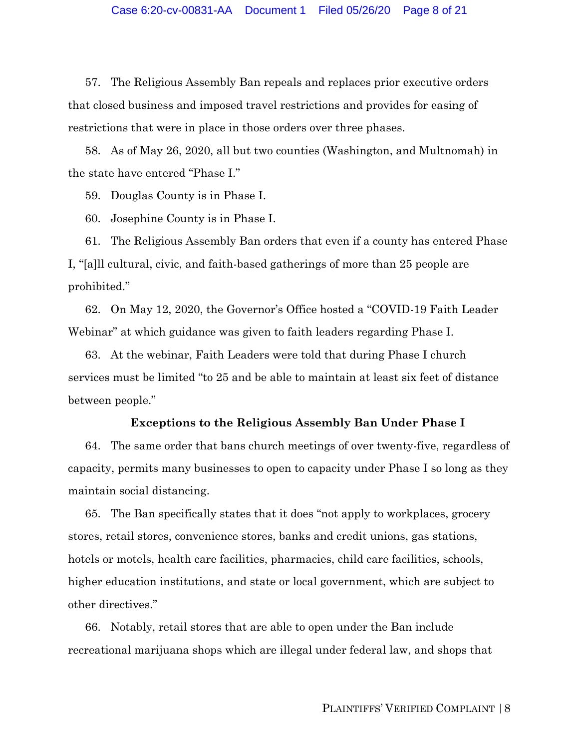57. The Religious Assembly Ban repeals and replaces prior executive orders that closed business and imposed travel restrictions and provides for easing of restrictions that were in place in those orders over three phases.

58. As of May 26, 2020, all but two counties (Washington, and Multnomah) in the state have entered "Phase I."

59. Douglas County is in Phase I.

60. Josephine County is in Phase I.

61. The Religious Assembly Ban orders that even if a county has entered Phase I, "[a]ll cultural, civic, and faith-based gatherings of more than 25 people are prohibited."

62. On May 12, 2020, the Governor's Office hosted a "COVID-19 Faith Leader Webinar" at which guidance was given to faith leaders regarding Phase I.

63. At the webinar, Faith Leaders were told that during Phase I church services must be limited "to 25 and be able to maintain at least six feet of distance between people."

**Exceptions to the Religious Assembly Ban Under Phase I**

64. The same order that bans church meetings of over twenty-five, regardless of capacity, permits many businesses to open to capacity under Phase I so long as they maintain social distancing.

65. The Ban specifically states that it does "not apply to workplaces, grocery stores, retail stores, convenience stores, banks and credit unions, gas stations, hotels or motels, health care facilities, pharmacies, child care facilities, schools, higher education institutions, and state or local government, which are subject to other directives."

66. Notably, retail stores that are able to open under the Ban include recreational marijuana shops which are illegal under federal law, and shops that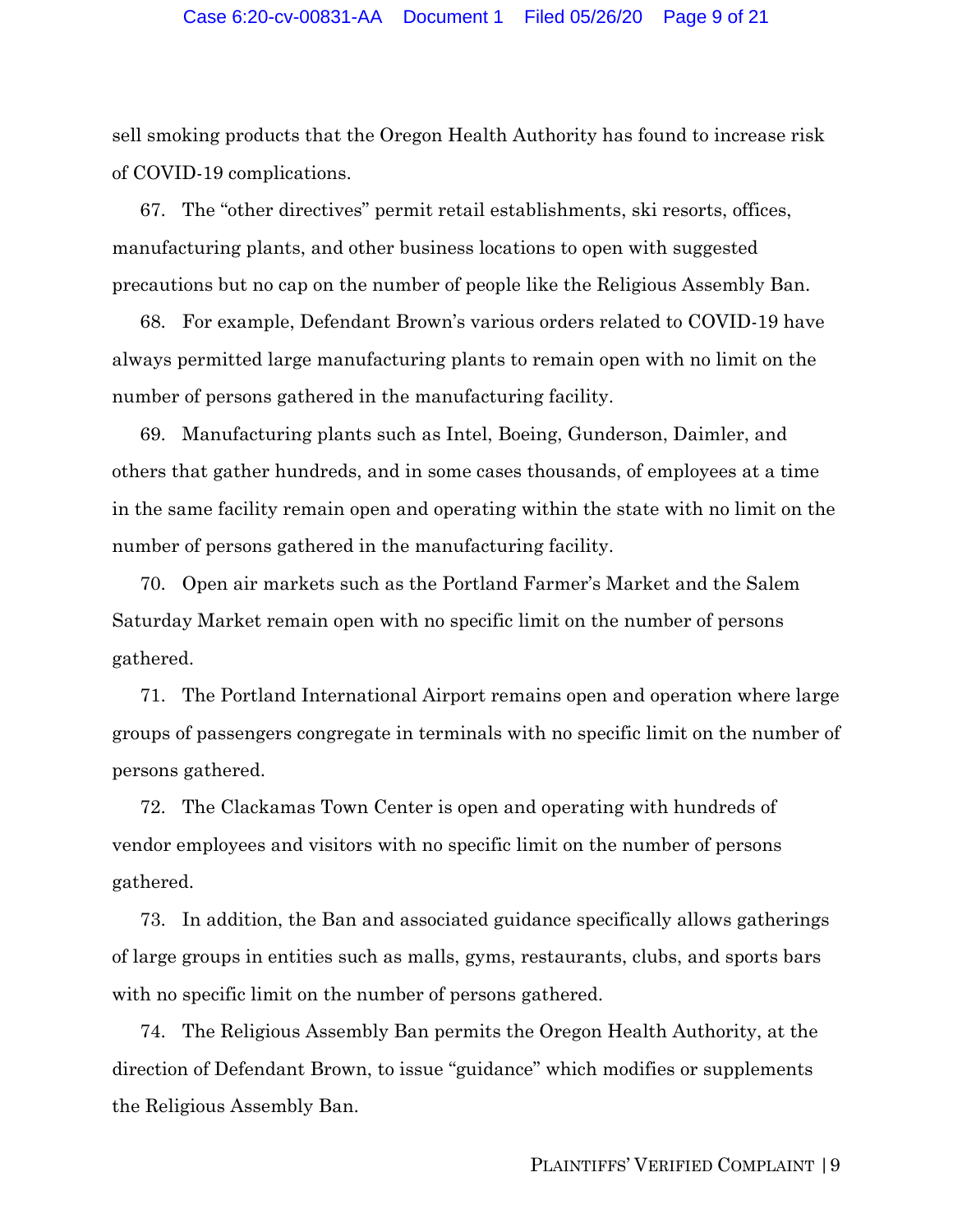sell smoking products that the Oregon Health Authority has found to increase risk of COVID-19 complications.

67. The "other directives" permit retail establishments, ski resorts, offices, manufacturing plants, and other business locations to open with suggested precautions but no cap on the number of people like the Religious Assembly Ban.

68. For example, Defendant Brown's various orders related to COVID-19 have always permitted large manufacturing plants to remain open with no limit on the number of persons gathered in the manufacturing facility.

69. Manufacturing plants such as Intel, Boeing, Gunderson, Daimler, and others that gather hundreds, and in some cases thousands, of employees at a time in the same facility remain open and operating within the state with no limit on the number of persons gathered in the manufacturing facility.

70. Open air markets such as the Portland Farmer's Market and the Salem Saturday Market remain open with no specific limit on the number of persons gathered.

71. The Portland International Airport remains open and operation where large groups of passengers congregate in terminals with no specific limit on the number of persons gathered.

72. The Clackamas Town Center is open and operating with hundreds of vendor employees and visitors with no specific limit on the number of persons gathered.

73. In addition, the Ban and associated guidance specifically allows gatherings of large groups in entities such as malls, gyms, restaurants, clubs, and sports bars with no specific limit on the number of persons gathered.

74. The Religious Assembly Ban permits the Oregon Health Authority, at the direction of Defendant Brown, to issue "guidance" which modifies or supplements the Religious Assembly Ban.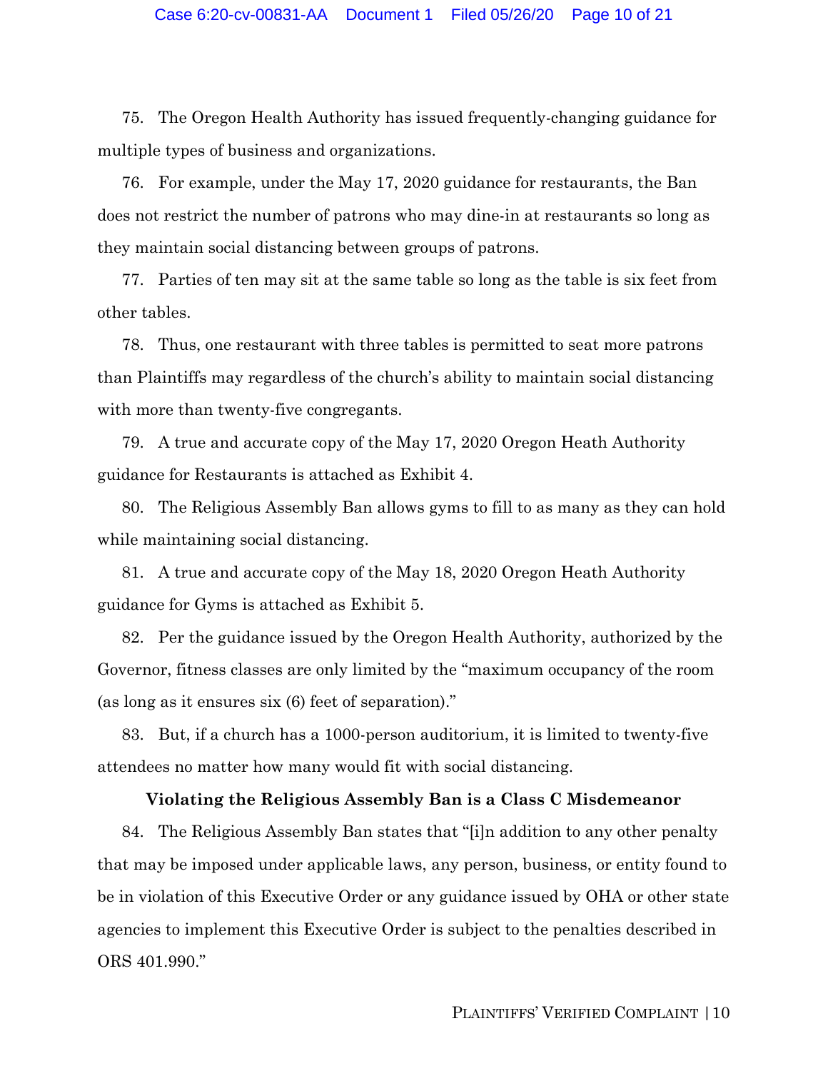75. The Oregon Health Authority has issued frequently-changing guidance for multiple types of business and organizations.

76. For example, under the May 17, 2020 guidance for restaurants, the Ban does not restrict the number of patrons who may dine-in at restaurants so long as they maintain social distancing between groups of patrons.

77. Parties of ten may sit at the same table so long as the table is six feet from other tables.

78. Thus, one restaurant with three tables is permitted to seat more patrons than Plaintiffs may regardless of the church's ability to maintain social distancing with more than twenty-five congregants.

79. A true and accurate copy of the May 17, 2020 Oregon Heath Authority guidance for Restaurants is attached as Exhibit 4.

80. The Religious Assembly Ban allows gyms to fill to as many as they can hold while maintaining social distancing.

81. A true and accurate copy of the May 18, 2020 Oregon Heath Authority guidance for Gyms is attached as Exhibit 5.

82. Per the guidance issued by the Oregon Health Authority, authorized by the Governor, fitness classes are only limited by the "maximum occupancy of the room (as long as it ensures six (6) feet of separation)."

83. But, if a church has a 1000-person auditorium, it is limited to twenty-five attendees no matter how many would fit with social distancing.

**Violating the Religious Assembly Ban is a Class C Misdemeanor**

84. The Religious Assembly Ban states that "[i]n addition to any other penalty that may be imposed under applicable laws, any person, business, or entity found to be in violation of this Executive Order or any guidance issued by OHA or other state agencies to implement this Executive Order is subject to the penalties described in ORS 401.990."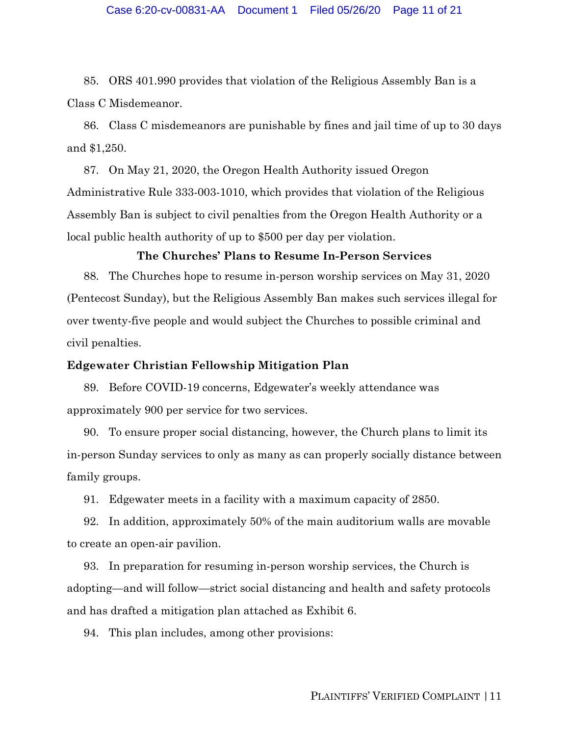85. ORS 401.990 provides that violation of the Religious Assembly Ban is a Class C Misdemeanor.

86. Class C misdemeanors are punishable by fines and jail time of up to 30 days and $1,250.

87. On May 21, 2020, the Oregon Health Authority issued Oregon Administrative Rule 333-003-1010, which provides that violation of the Religious Assembly Ban is subject to civil penalties from the Oregon Health Authority or a local public health authority of up to $500 per day per violation.

**The Churches' Plans to Resume In-Person Services**

88. The Churches hope to resume in-person worship services on May 31, 2020 (Pentecost Sunday), but the Religious Assembly Ban makes such services illegal for over twenty-five people and would subject the Churches to possible criminal and civil penalties.

**Edgewater Christian Fellowship Mitigation Plan**

89. Before COVID-19 concerns, Edgewater's weekly attendance was approximately 900 per service for two services.

90. To ensure proper social distancing, however, the Church plans to limit its in-person Sunday services to only as many as can properly socially distance between family groups.

91. Edgewater meets in a facility with a maximum capacity of 2850.

92. In addition, approximately 50% of the main auditorium walls are movable to create an open-air pavilion.

93. In preparation for resuming in-person worship services, the Church is adopting—and will follow—strict social distancing and health and safety protocols and has drafted a mitigation plan attached as Exhibit 6.

94. This plan includes, among other provisions: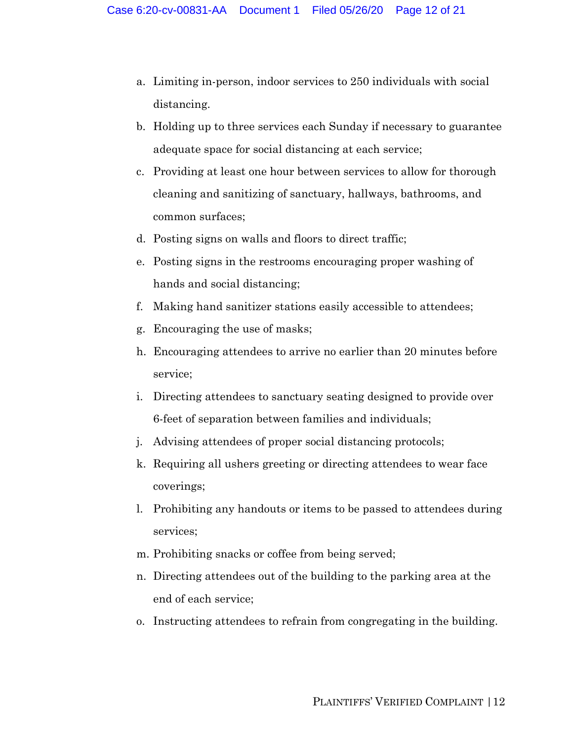a. Limiting in-person, indoor services to 250 individuals with social distancing.
b. Holding up to three services each Sunday if necessary to guarantee adequate space for social distancing at each service;
c. Providing at least one hour between services to allow for thorough cleaning and sanitizing of sanctuary, hallways, bathrooms, and common surfaces;
d. Posting signs on walls and floors to direct traffic;
e. Posting signs in the restrooms encouraging proper washing of hands and social distancing;
f. Making hand sanitizer stations easily accessible to attendees;
g. Encouraging the use of masks;
h. Encouraging attendees to arrive no earlier than 20 minutes before service;
i. Directing attendees to sanctuary seating designed to provide over 6-feet of separation between families and individuals;
j. Advising attendees of proper social distancing protocols;
k. Requiring all ushers greeting or directing attendees to wear face coverings;
l. Prohibiting any handouts or items to be passed to attendees during services;
m. Prohibiting snacks or coffee from being served;
n. Directing attendees out of the building to the parking area at the end of each service;
o. Instructing attendees to refrain from congregating in the building.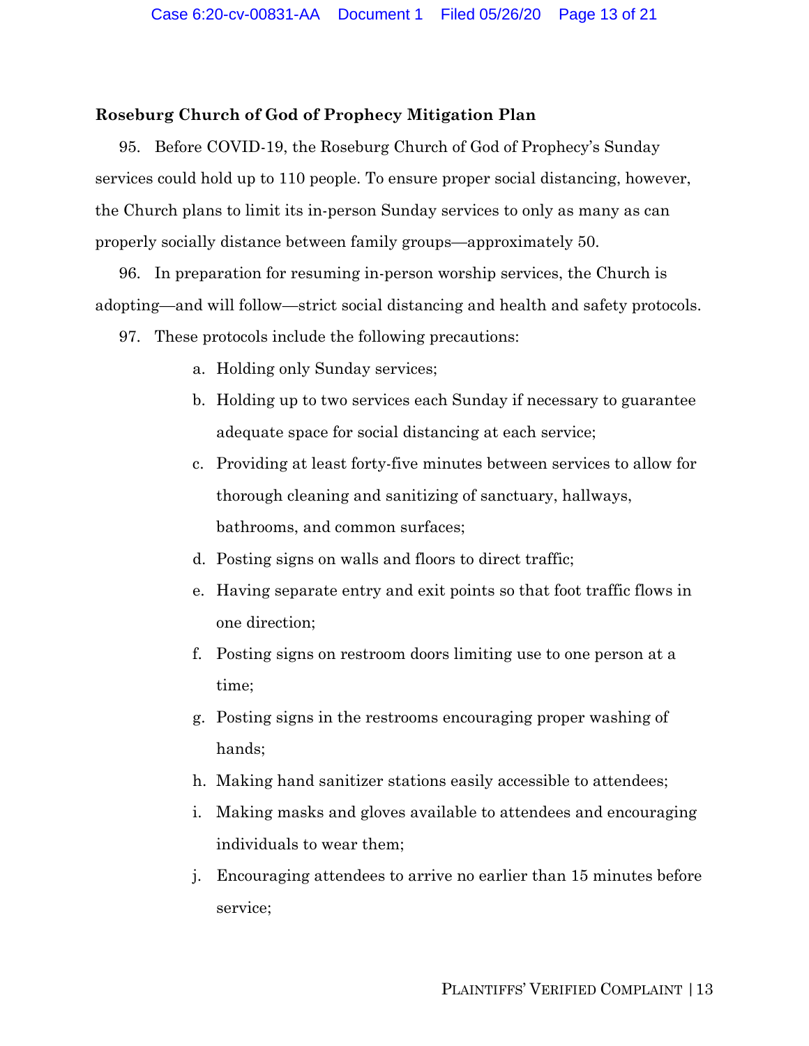**Roseburg Church of God of Prophecy Mitigation Plan**

95. Before COVID-19, the Roseburg Church of God of Prophecy's Sunday services could hold up to 110 people. To ensure proper social distancing, however, the Church plans to limit its in-person Sunday services to only as many as can properly socially distance between family groups—approximately 50.

96. In preparation for resuming in-person worship services, the Church is adopting—and will follow—strict social distancing and health and safety protocols.

97. These protocols include the following precautions:

a. Holding only Sunday services;

b. Holding up to two services each Sunday if necessary to guarantee adequate space for social distancing at each service;

c. Providing at least forty-five minutes between services to allow for thorough cleaning and sanitizing of sanctuary, hallways, bathrooms, and common surfaces;

d. Posting signs on walls and floors to direct traffic;

e. Having separate entry and exit points so that foot traffic flows in one direction;

f. Posting signs on restroom doors limiting use to one person at a time;

g. Posting signs in the restrooms encouraging proper washing of hands;

h. Making hand sanitizer stations easily accessible to attendees;

i. Making masks and gloves available to attendees and encouraging individuals to wear them;

j. Encouraging attendees to arrive no earlier than 15 minutes before service;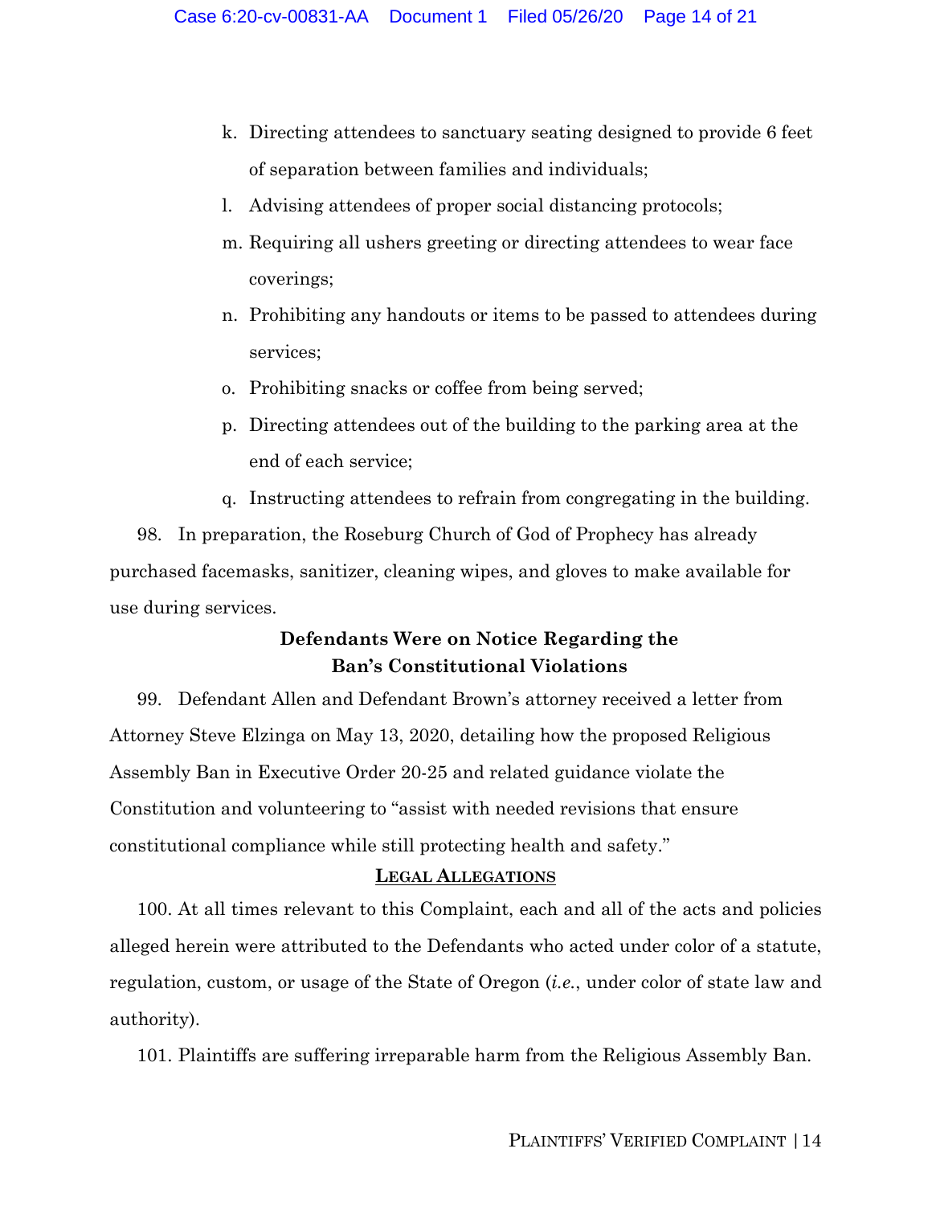k. Directing attendees to sanctuary seating designed to provide 6 feet of separation between families and individuals;

l. Advising attendees of proper social distancing protocols;

m. Requiring all ushers greeting or directing attendees to wear face coverings;

n. Prohibiting any handouts or items to be passed to attendees during services;

o. Prohibiting snacks or coffee from being served;

p. Directing attendees out of the building to the parking area at the end of each service;

q. Instructing attendees to refrain from congregating in the building.

98. In preparation, the Roseburg Church of God of Prophecy has already purchased facemasks, sanitizer, cleaning wipes, and gloves to make available for use during services.

**Defendants Were on Notice Regarding the Ban's Constitutional Violations**

99. Defendant Allen and Defendant Brown's attorney received a letter from Attorney Steve Elzinga on May 13, 2020, detailing how the proposed Religious Assembly Ban in Executive Order 20-25 and related guidance violate the Constitution and volunteering to "assist with needed revisions that ensure constitutional compliance while still protecting health and safety."

**LEGAL ALLEGATIONS**

100. At all times relevant to this Complaint, each and all of the acts and policies alleged herein were attributed to the Defendants who acted under color of a statute, regulation, custom, or usage of the State of Oregon (*i.e.*, under color of state law and authority).

101. Plaintiffs are suffering irreparable harm from the Religious Assembly Ban.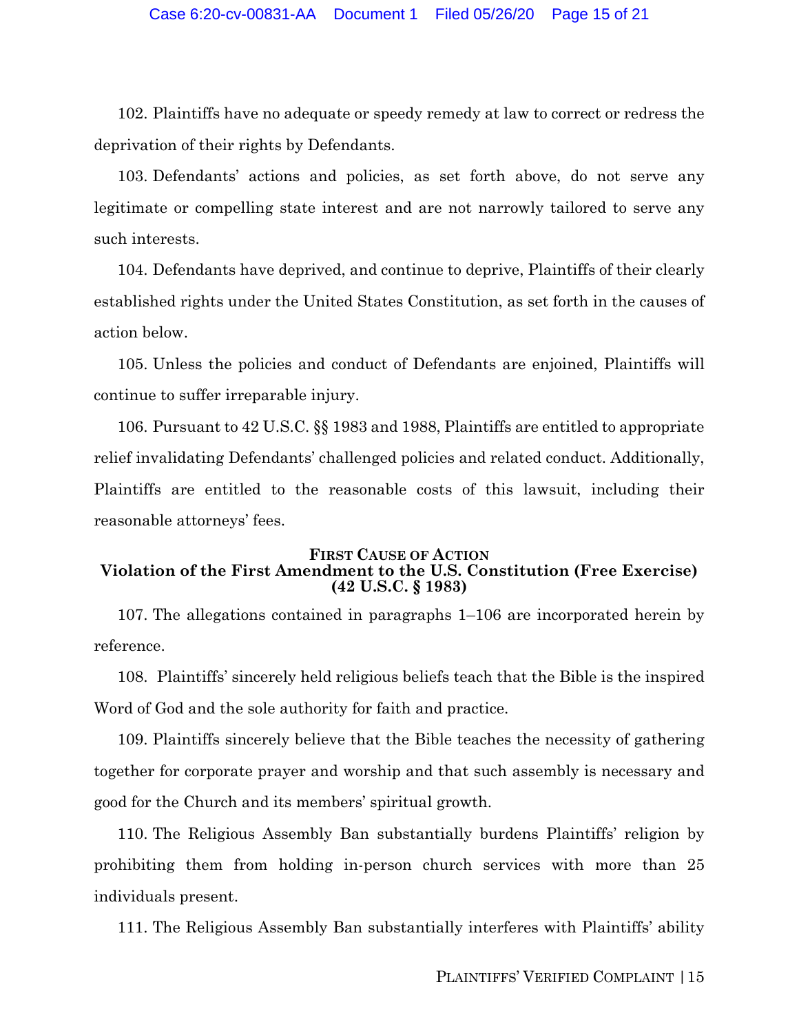102. Plaintiffs have no adequate or speedy remedy at law to correct or redress the deprivation of their rights by Defendants.

103. Defendants' actions and policies, as set forth above, do not serve any legitimate or compelling state interest and are not narrowly tailored to serve any such interests.

104. Defendants have deprived, and continue to deprive, Plaintiffs of their clearly established rights under the United States Constitution, as set forth in the causes of action below.

105. Unless the policies and conduct of Defendants are enjoined, Plaintiffs will continue to suffer irreparable injury.

106. Pursuant to 42 U.S.C. §§ 1983 and 1988, Plaintiffs are entitled to appropriate relief invalidating Defendants' challenged policies and related conduct. Additionally, Plaintiffs are entitled to the reasonable costs of this lawsuit, including their reasonable attorneys' fees.

## FIRST CAUSE OF ACTION
## Violation of the First Amendment to the U.S. Constitution (Free Exercise) (42 U.S.C. § 1983)

107. The allegations contained in paragraphs 1–106 are incorporated herein by reference.

108. Plaintiffs' sincerely held religious beliefs teach that the Bible is the inspired Word of God and the sole authority for faith and practice.

109. Plaintiffs sincerely believe that the Bible teaches the necessity of gathering together for corporate prayer and worship and that such assembly is necessary and good for the Church and its members' spiritual growth.

110. The Religious Assembly Ban substantially burdens Plaintiffs' religion by prohibiting them from holding in-person church services with more than 25 individuals present.

111. The Religious Assembly Ban substantially interferes with Plaintiffs' ability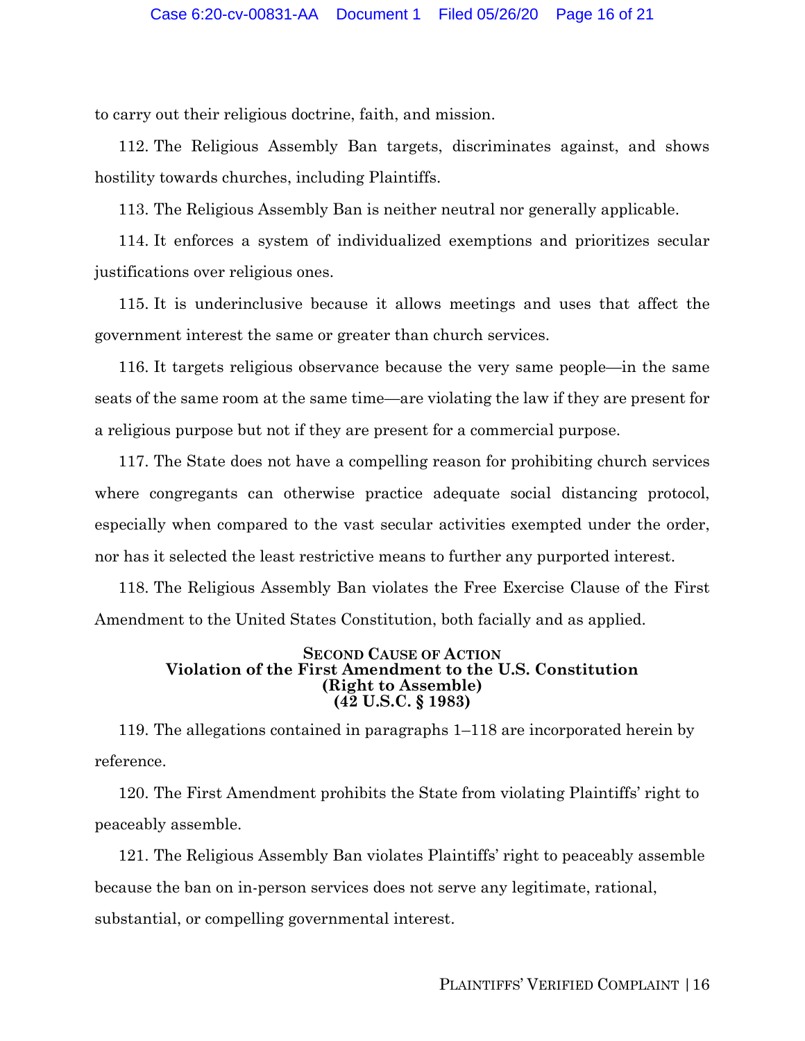to carry out their religious doctrine, faith, and mission.

112. The Religious Assembly Ban targets, discriminates against, and shows hostility towards churches, including Plaintiffs.

113. The Religious Assembly Ban is neither neutral nor generally applicable.

114. It enforces a system of individualized exemptions and prioritizes secular justifications over religious ones.

115. It is underinclusive because it allows meetings and uses that affect the government interest the same or greater than church services.

116. It targets religious observance because the very same people—in the same seats of the same room at the same time—are violating the law if they are present for a religious purpose but not if they are present for a commercial purpose.

117. The State does not have a compelling reason for prohibiting church services where congregants can otherwise practice adequate social distancing protocol, especially when compared to the vast secular activities exempted under the order, nor has it selected the least restrictive means to further any purported interest.

118. The Religious Assembly Ban violates the Free Exercise Clause of the First Amendment to the United States Constitution, both facially and as applied.

**SECOND CAUSE OF ACTION**
**Violation of the First Amendment to the U.S. Constitution**
**(Right to Assemble)**
**(42 U.S.C. § 1983)**

119. The allegations contained in paragraphs 1–118 are incorporated herein by reference.

120. The First Amendment prohibits the State from violating Plaintiffs' right to peaceably assemble.

121. The Religious Assembly Ban violates Plaintiffs' right to peaceably assemble because the ban on in-person services does not serve any legitimate, rational, substantial, or compelling governmental interest.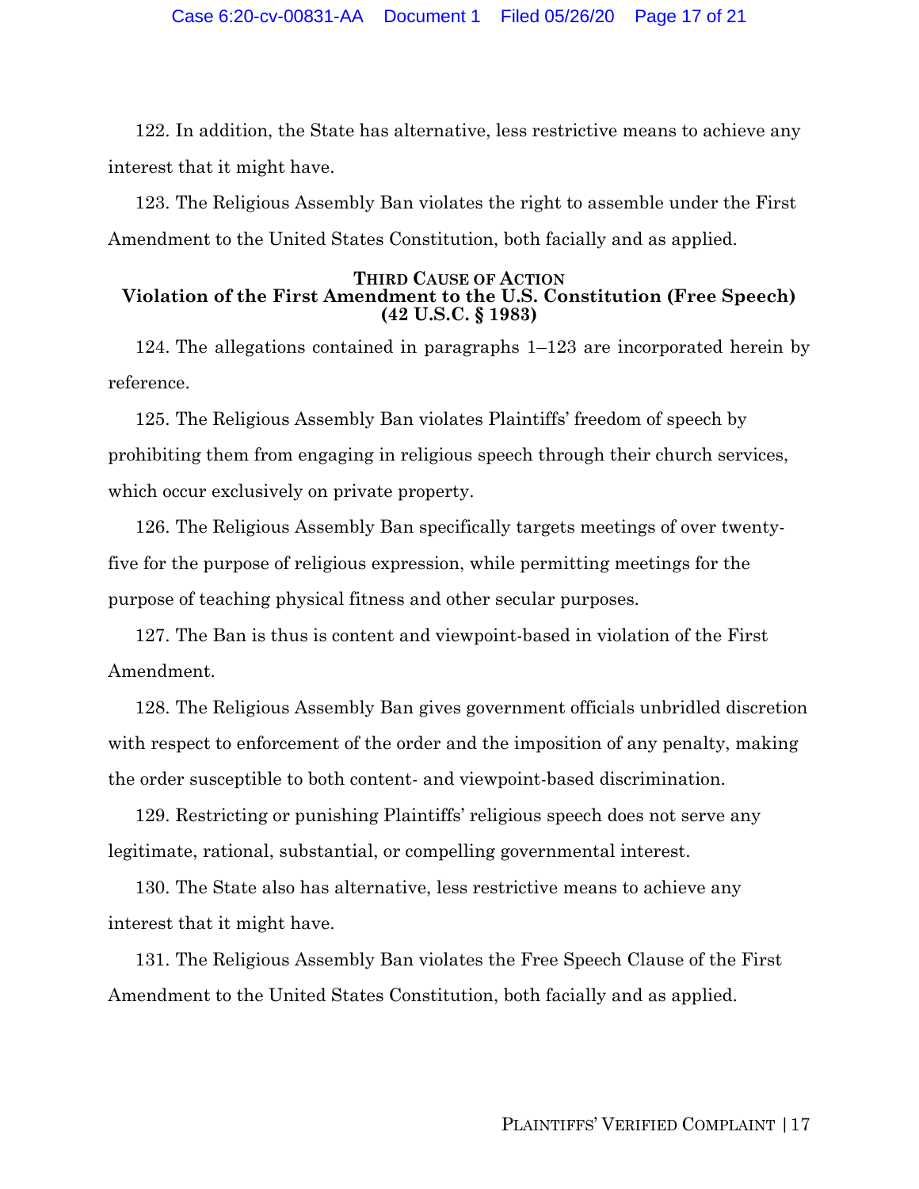122. In addition, the State has alternative, less restrictive means to achieve any interest that it might have.

123. The Religious Assembly Ban violates the right to assemble under the First Amendment to the United States Constitution, both facially and as applied.

### THIRD CAUSE OF ACTION
### Violation of the First Amendment to the U.S. Constitution (Free Speech) (42 U.S.C. § 1983)

124. The allegations contained in paragraphs 1–123 are incorporated herein by reference.

125. The Religious Assembly Ban violates Plaintiffs' freedom of speech by prohibiting them from engaging in religious speech through their church services, which occur exclusively on private property.

126. The Religious Assembly Ban specifically targets meetings of over twenty-five for the purpose of religious expression, while permitting meetings for the purpose of teaching physical fitness and other secular purposes.

127. The Ban is thus is content and viewpoint-based in violation of the First Amendment.

128. The Religious Assembly Ban gives government officials unbridled discretion with respect to enforcement of the order and the imposition of any penalty, making the order susceptible to both content- and viewpoint-based discrimination.

129. Restricting or punishing Plaintiffs' religious speech does not serve any legitimate, rational, substantial, or compelling governmental interest.

130. The State also has alternative, less restrictive means to achieve any interest that it might have.

131. The Religious Assembly Ban violates the Free Speech Clause of the First Amendment to the United States Constitution, both facially and as applied.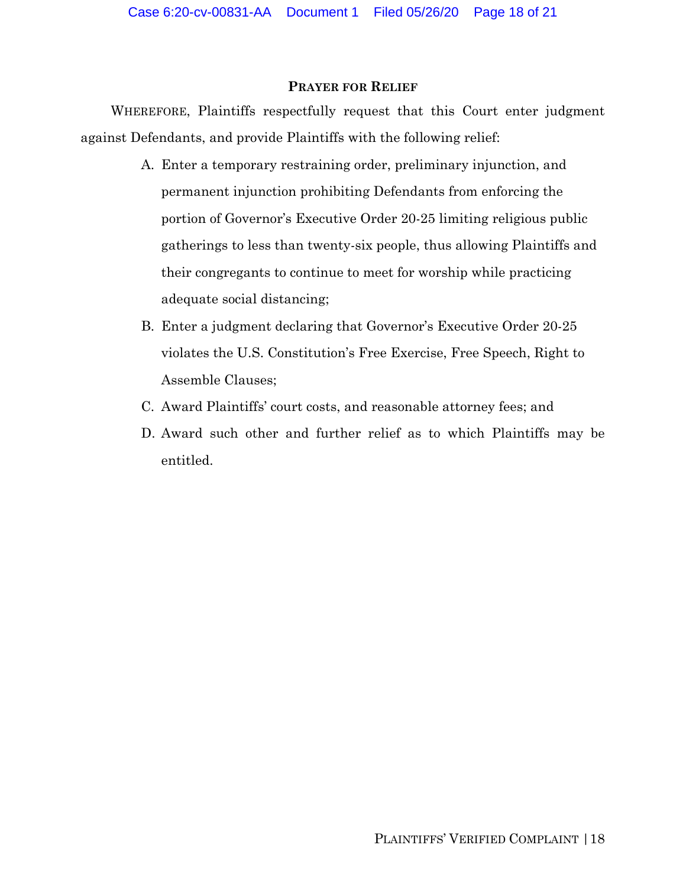## PRAYER FOR RELIEF

WHEREFORE, Plaintiffs respectfully request that this Court enter judgment against Defendants, and provide Plaintiffs with the following relief:

A. Enter a temporary restraining order, preliminary injunction, and permanent injunction prohibiting Defendants from enforcing the portion of Governor's Executive Order 20-25 limiting religious public gatherings to less than twenty-six people, thus allowing Plaintiffs and their congregants to continue to meet for worship while practicing adequate social distancing;

B. Enter a judgment declaring that Governor's Executive Order 20-25 violates the U.S. Constitution's Free Exercise, Free Speech, Right to Assemble Clauses;

C. Award Plaintiffs' court costs, and reasonable attorney fees; and

D. Award such other and further relief as to which Plaintiffs may be entitled.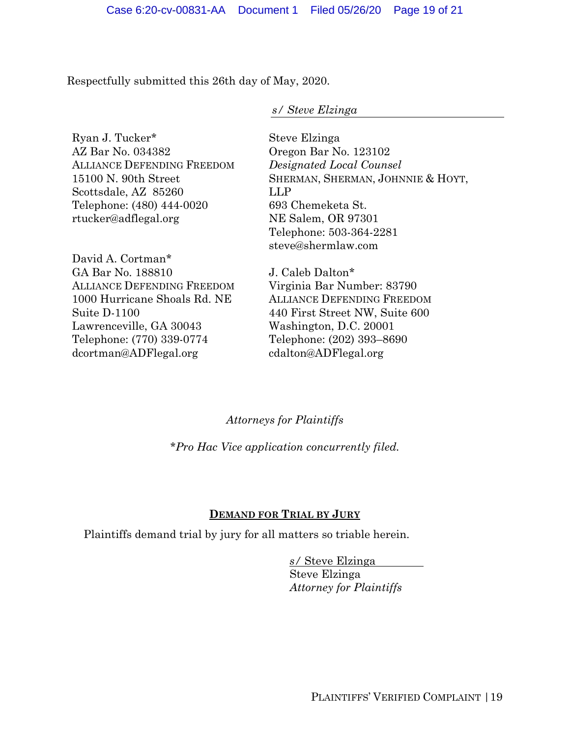Respectfully submitted this 26th day of May, 2020.

*s/ Steve Elzinga*

Ryan J. Tucker*
AZ Bar No. 034382
ALLIANCE DEFENDING FREEDOM
15100 N. 90th Street
Scottsdale, AZ 85260
Telephone: (480) 444-0020
rtucker@adflegal.org

Steve Elzinga
Oregon Bar No. 123102
*Designated Local Counsel*
SHERMAN, SHERMAN, JOHNNIE & HOYT, LLP
693 Chemeketa St.
NE Salem, OR 97301
Telephone: 503-364-2281
steve@shermlaw.com

David A. Cortman*
GA Bar No. 188810
ALLIANCE DEFENDING FREEDOM
1000 Hurricane Shoals Rd. NE
Suite D-1100
Lawrenceville, GA 30043
Telephone: (770) 339-0774
dcortman@ADFlegal.org

J. Caleb Dalton*
Virginia Bar Number: 83790
ALLIANCE DEFENDING FREEDOM
440 First Street NW, Suite 600
Washington, D.C. 20001
Telephone: (202) 393–8690
cdalton@ADFlegal.org

*Attorneys for Plaintiffs*

**Pro Hac Vice application concurrently filed.*

**DEMAND FOR TRIAL BY JURY**

Plaintiffs demand trial by jury for all matters so triable herein.

*s/* Steve Elzinga
Steve Elzinga
*Attorney for Plaintiffs*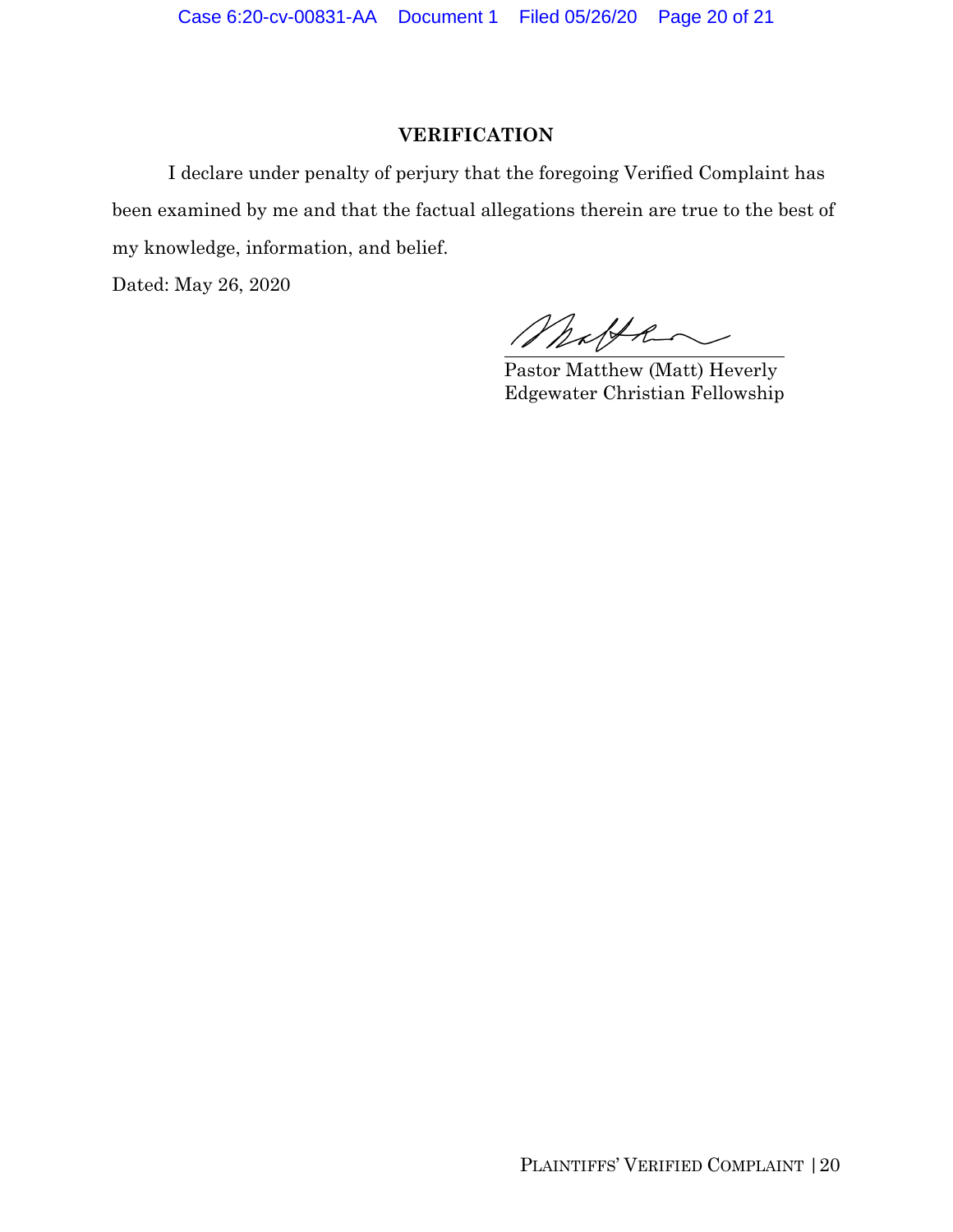## VERIFICATION

I declare under penalty of perjury that the foregoing Verified Complaint has been examined by me and that the factual allegations therein are true to the best of my knowledge, information, and belief.

Dated: May 26, 2020

Pastor Matthew (Matt) Heverly
Edgewater Christian Fellowship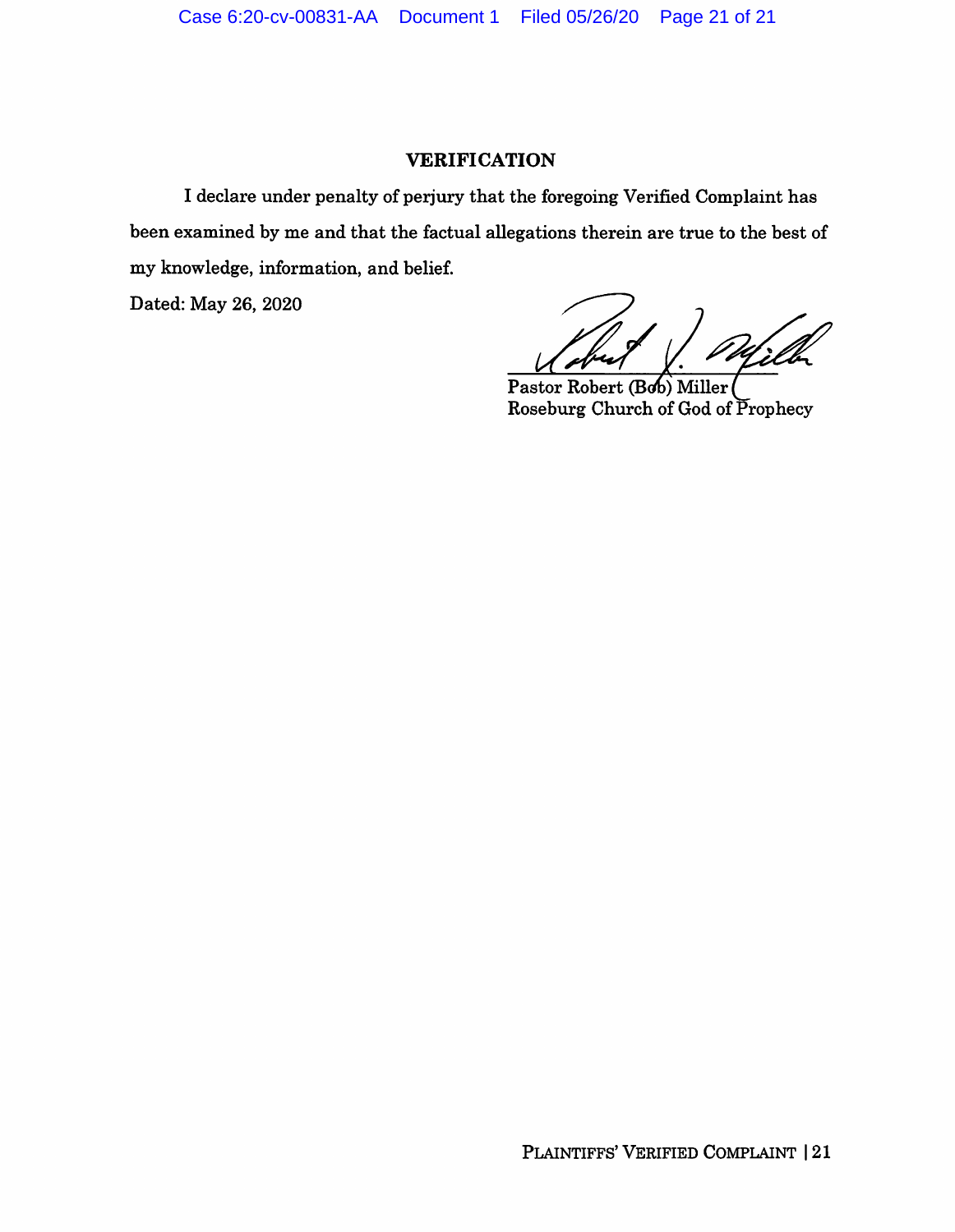## VERIFICATION

I declare under penalty of perjury that the foregoing Verified Complaint has been examined by me and that the factual allegations therein are true to the best of my knowledge, information, and belief.

Dated: May 26, 2020

Pastor Robert (Bob) Miller
Roseburg Church of God of Prophecy